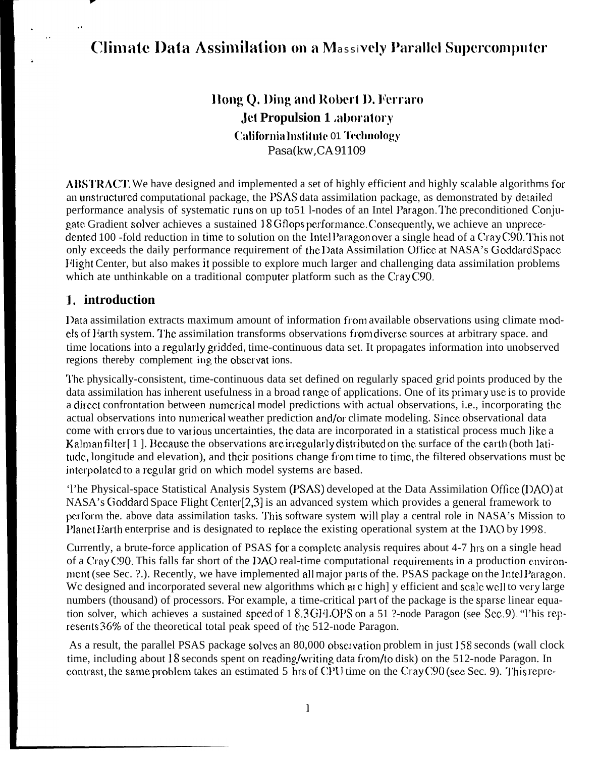# Climate Data Assimilation on a Massively Parallel Supercomputer

**Hong Q. Ding and Robert D. Ferraro**
**Jet Propulsion Laboratory**
California Institute of Technology
Pasadena, CA 91109

**ABSTRACT.** We have designed and implemented a set of highly efficient and highly scalable algorithms for an unstructured computational package, the PSAS data assimilation package, as demonstrated by detailed performance analysis of systematic runs on up to 512-nodes of an Intel Paragon. The preconditioned Conjugate Gradient solver achieves a sustained 18 Gflops performance. Consequently, we achieve an unprecedented 100-fold reduction in time to solution on the Intel Paragon over a single head of a Cray C90. This not only exceeds the daily performance requirement of the Data Assimilation Office at NASA's Goddard Space Flight Center, but also makes it possible to explore much larger and challenging data assimilation problems which are unthinkable on a traditional computer platform such as the Cray C90.

## 1. introduction

Data assimilation extracts maximum amount of information from available observations using climate models of Earth system. The assimilation transforms observations from diverse sources at arbitrary space. and time locations into a regularly gridded, time-continuous data set. It propagates information into unobserved regions thereby complementing the observations.

The physically-consistent, time-continuous data set defined on regularly spaced grid points produced by the data assimilation has inherent usefulness in a broad range of applications. One of its primary use is to provide a direct confrontation between numerical model predictions with actual observations, i.e., incorporating the actual observations into numerical weather prediction and/or climate modeling. Since observational data come with errors due to various uncertainties, the data are incorporated in a statistical process much like a Kalman filter[1]. Because the observations are irregularly distributed on the surface of the earth (both latitude, longitude and elevation), and their positions change from time to time, the filtered observations must be interpolated to a regular grid on which model systems are based.

The Physical-space Statistical Analysis System (PSAS) developed at the Data Assimilation Office (DAO) at NASA's Goddard Space Flight Center[2,3] is an advanced system which provides a general framework to perform the. above data assimilation tasks. This software system will play a central role in NASA's Mission to Planet Earth enterprise and is designated to replace the existing operational system at the DAO by 1998.

Currently, a brute-force application of PSAS for a complete analysis requires about 4-7 hrs on a single head of a Cray C90. This falls far short of the DAO real-time computational requirements in a production environment (see Sec. ?.). Recently, we have implemented all major parts of the. PSAS package on the Intel Paragon. We designed and incorporated several new algorithms which are highly efficient and scale well to very large numbers (thousand) of processors. For example, a time-critical part of the package is the sparse linear equation solver, which achieves a sustained speed of 18.3 GFLOPS on a 512-node Paragon (see Sec. 9). This represents 36% of the theoretical total peak speed of the 512-node Paragon.

As a result, the parallel PSAS package solves an 80,000 observation problem in just 158 seconds (wall clock time, including about 18 seconds spent on reading/writing data from/to disk) on the 512-node Paragon. In contrast, the same problem takes an estimated 5 hrs of CPU time on the Cray C90 (see Sec. 9). This repre-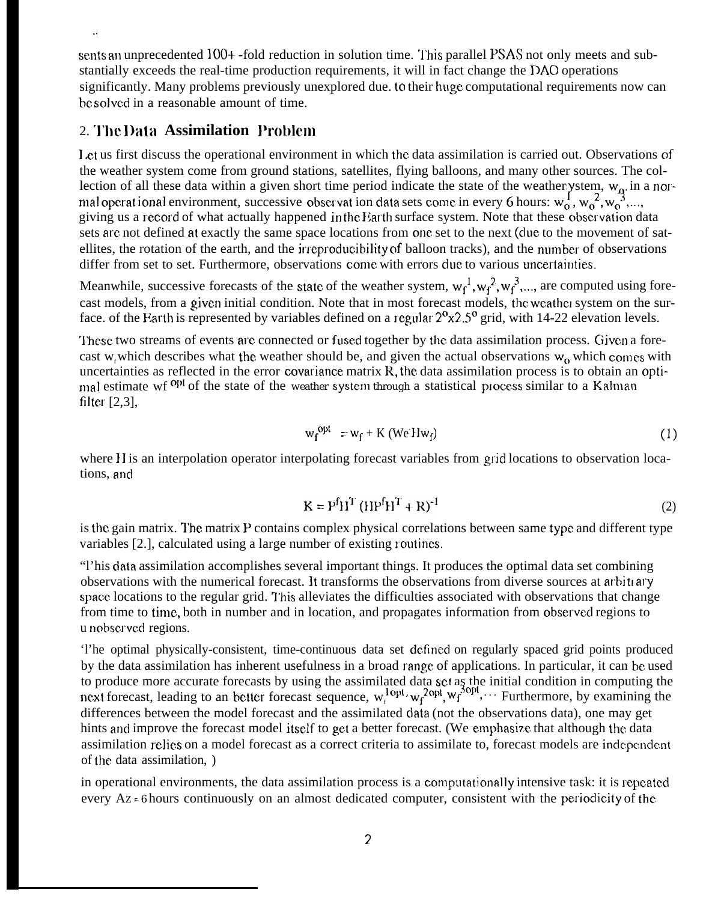sents an unprecedented 100+ -fold reduction in solution time. This parallel PSAS not only meets and substantially exceeds the real-time production requirements, it will in fact change the DAO operations significantly. Many problems previously unexplored due. to their huge computational requirements now can be solved in a reasonable amount of time.

## 2. The Data Assimilation Problem

Let us first discuss the operational environment in which the data assimilation is carried out. Observations of the weather system come from ground stations, satellites, flying balloons, and many other sources. The collection of all these data within a given short time period indicate the state of the weather system, $w_o$. in a normal operational environment, successive observation data sets come in every 6 hours: $w_o^1, w_o^2, w_o^3, \ldots$, giving us a record of what actually happened in the Earth surface system. Note that these observation data sets are not defined at exactly the same space locations from one set to the next (due to the movement of satellites, the rotation of the earth, and the irreproducibility of balloon tracks), and the number of observations differ from set to set. Furthermore, observations come with errors due to various uncertainties.

Meanwhile, successive forecasts of the state of the weather system, $w_f^1, w_f^2, w_f^3, \ldots$, are computed using forecast models, from a given initial condition. Note that in most forecast models, the weather system on the surface. of the Earth is represented by variables defined on a regular $2^o$x$2.5^o$ grid, with 14-22 elevation levels.

These two streams of events are connected or fused together by the data assimilation process. Given a forecast $w_f$ which describes what the weather should be, and given the actual observations $w_o$ which comes with uncertainties as reflected in the error covariance matrix R, the data assimilation process is to obtain an optimal estimate $w_f^{opt}$ of the state of the weather system through a statistical process similar to a Kalman filter [2,3],

$$w_f^{opt} = w_f + K\,(W_o - H w_f) \qquad (1)$$

where H is an interpolation operator interpolating forecast variables from grid locations to observation locations, and

$$K = P^f H^T\,(H P^f H^T + R)^{-1} \qquad (2)$$

is the gain matrix. The matrix P contains complex physical correlations between same type and different type variables [2.], calculated using a large number of existing routines.

"This data assimilation accomplishes several important things. It produces the optimal data set combining observations with the numerical forecast. It transforms the observations from diverse sources at arbitrary space locations to the regular grid. This alleviates the difficulties associated with observations that change from time to time, both in number and in location, and propagates information from observed regions to unobserved regions.

The optimal physically-consistent, time-continuous data set defined on regularly spaced grid points produced by the data assimilation has inherent usefulness in a broad range of applications. In particular, it can be used to produce more accurate forecasts by using the assimilated data set as the initial condition in computing the next forecast, leading to an better forecast sequence, $w_f^{1opt}, w_f^{2opt}, w_f^{3opt}, \cdots$ Furthermore, by examining the differences between the model forecast and the assimilated data (not the observations data), one may get hints and improve the forecast model itself to get a better forecast. (We emphasize that although the data assimilation relies on a model forecast as a correct criteria to assimilate to, forecast models are independent of the data assimilation, )

in operational environments, the data assimilation process is a computationally intensive task: it is repeated every $\Delta\tau = 6$ hours continuously on an almost dedicated computer, consistent with the periodicity of the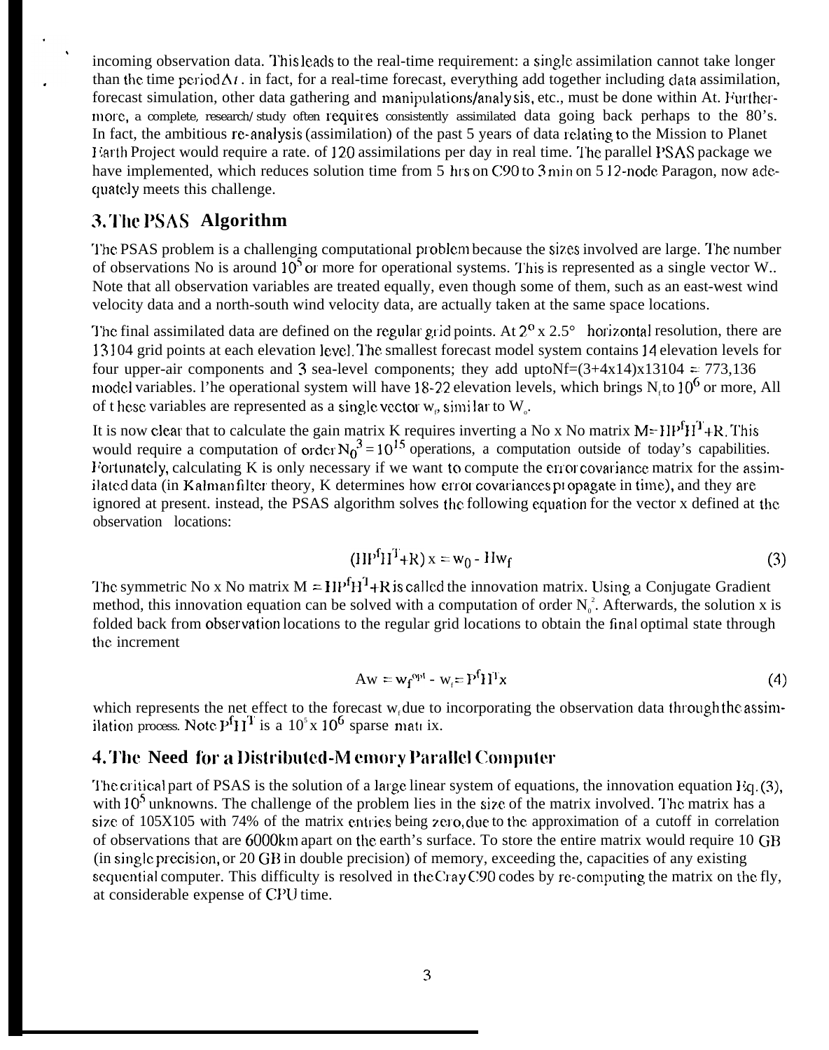incoming observation data. This leads to the real-time requirement: a single assimilation cannot take longer than the time period $\Delta t$. in fact, for a real-time forecast, everything add together including data assimilation, forecast simulation, other data gathering and manipulations/analysis, etc., must be done within At. Furthermore, a complete, research/study often requires consistently assimilated data going back perhaps to the 80's. In fact, the ambitious re-analysis (assimilation) of the past 5 years of data relating to the Mission to Planet Earth Project would require a rate. of 120 assimilations per day in real time. The parallel PSAS package we have implemented, which reduces solution time from 5 hrs on C90 to 3 min on 512-node Paragon, now adequately meets this challenge.

## 3. The PSAS Algorithm

The PSAS problem is a challenging computational problem because the sizes involved are large. The number of observations No is around $10^5$ or more for operational systems. This is represented as a single vector W.. Note that all observation variables are treated equally, even though some of them, such as an east-west wind velocity data and a north-south wind velocity data, are actually taken at the same space locations.

The final assimilated data are defined on the regular grid points. At $2^o$ x 2.5° horizontal resolution, there are 13104 grid points at each elevation level. The smallest forecast model system contains 14 elevation levels for four upper-air components and 3 sea-level components; they add uptoNf=(3+4x14)x13104 = 773,136 model variables. The operational system will have 18-22 elevation levels, which brings $N_f$ to $10^6$ or more, All of these variables are represented as a single vector $w_f$, similar to $W_o$.

It is now clear that to calculate the gain matrix K requires inverting a No x No matrix $M=HP^fH^T+R$. This would require a computation of order $N_0^3 = 10^{15}$ operations, a computation outside of today's capabilities. Fortunately, calculating K is only necessary if we want to compute the error covariance matrix for the assimilated data (in Kalman filter theory, K determines how error covariances propagate in time), and they are ignored at present. instead, the PSAS algorithm solves the following equation for the vector x defined at the observation locations:

$$(HP^fH^T+R)\,x = w_0 - Hw_f \tag{3}$$

The symmetric No x No matrix $M = HP^fH^T+R$ is called the innovation matrix. Using a Conjugate Gradient method, this innovation equation can be solved with a computation of order $N_0^2$. Afterwards, the solution x is folded back from observation locations to the regular grid locations to obtain the final optimal state through the increment

$$Aw = w_f^{opt} - w_f = P^fH^Tx \tag{4}$$

which represents the net effect to the forecast $w_f$ due to incorporating the observation data through the assimilation process. Note $P^fH^T$ is a $10^5$ x $10^6$ sparse matrix.

## 4. The Need for a Distributed-Memory Parallel Computer

The critical part of PSAS is the solution of a large linear system of equations, the innovation equation Eq. (3), with $10^5$ unknowns. The challenge of the problem lies in the size of the matrix involved. The matrix has a size of 105X105 with 74% of the matrix entries being zero, due to the approximation of a cutoff in correlation of observations that are 6000km apart on the earth's surface. To store the entire matrix would require 10 GB (in single precision, or 20 GB in double precision) of memory, exceeding the, capacities of any existing sequential computer. This difficulty is resolved in the Cray C90 codes by re-computing the matrix on the fly, at considerable expense of CPU time.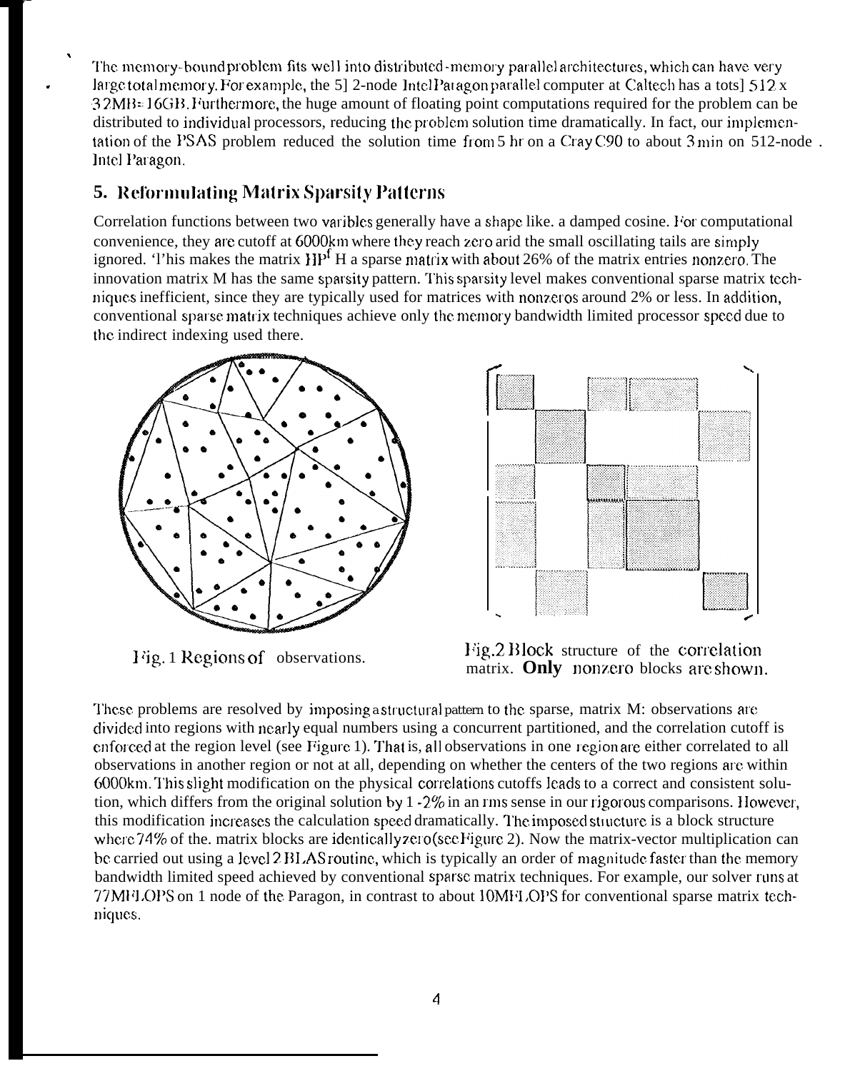The memory-bound problem fits well into distributed-memory parallel architectures, which can have very large total memory. For example, the 512-node Intel Paragon parallel computer at Caltech has a total 512 x 32MB= 16GB. Furthermore, the huge amount of floating point computations required for the problem can be distributed to individual processors, reducing the problem solution time dramatically. In fact, our implementation of the PSAS problem reduced the solution time from 5 hr on a Cray C90 to about 3 min on 512-node Intel Paragon.

## 5. Reformulating Matrix Sparsity Patterns

Correlation functions between two varibles generally have a shape like. a damped cosine. For computational convenience, they are cutoff at 6000km where they reach zero arid the small oscillating tails are simply ignored. 'This makes the matrix $HP^f H$ a sparse matrix with about 26% of the matrix entries nonzero. The innovation matrix M has the same sparsity pattern. This sparsity level makes conventional sparse matrix techniques inefficient, since they are typically used for matrices with nonzeros around 2% or less. In addition, conventional sparse matrix techniques achieve only the memory bandwidth limited processor speed due to the indirect indexing used there.

Fig. 1 Regions of observations.

Fig.2 Block structure of the correlation matrix. **Only** nonzero blocks are shown.

These problems are resolved by imposing a structural pattern to the sparse, matrix M: observations are divided into regions with nearly equal numbers using a concurrent partitioned, and the correlation cutoff is enforced at the region level (see Figure 1). That is, all observations in one region are either correlated to all observations in another region or not at all, depending on whether the centers of the two regions are within 6000km. This slight modification on the physical correlations cutoffs leads to a correct and consistent solution, which differs from the original solution by 1-2% in an rms sense in our rigorous comparisons. However, this modification increases the calculation speed dramatically. The imposed structure is a block structure where 74% of the. matrix blocks are identically zero (see Figure 2). Now the matrix-vector multiplication can be carried out using a level 2 BLAS routine, which is typically an order of magnitude faster than the memory bandwidth limited speed achieved by conventional sparse matrix techniques. For example, our solver runs at 77MFLOPS on 1 node of the Paragon, in contrast to about 10MFLOPS for conventional sparse matrix techniques.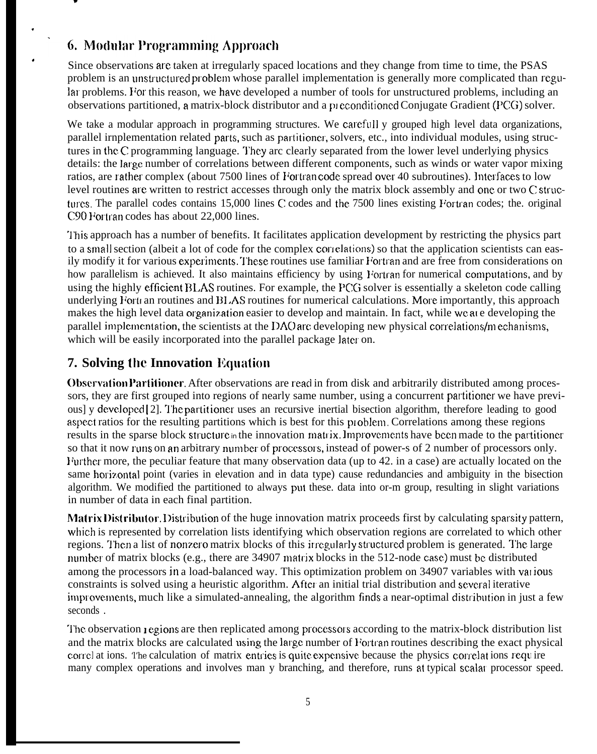## 6. Modular Programming Approach

Since observations are taken at irregularly spaced locations and they change from time to time, the PSAS problem is an unstructured problem whose parallel implementation is generally more complicated than regular problems. For this reason, we have developed a number of tools for unstructured problems, including an observations partitioned, a matrix-block distributor and a preconditioned Conjugate Gradient (PCG) solver.

We take a modular approach in programming structures. We carefully grouped high level data organizations, parallel implementation related parts, such as partitioner, solvers, etc., into individual modules, using structures in the C programming language. They are clearly separated from the lower level underlying physics details: the large number of correlations between different components, such as winds or water vapor mixing ratios, are rather complex (about 7500 lines of Fortran code spread over 40 subroutines). Interfaces to low level routines are written to restrict accesses through only the matrix block assembly and one or two C structures. The parallel codes contains 15,000 lines C codes and the 7500 lines existing Fortran codes; the. original C90 Fortran codes has about 22,000 lines.

This approach has a number of benefits. It facilitates application development by restricting the physics part to a small section (albeit a lot of code for the complex correlations) so that the application scientists can easily modify it for various experiments. These routines use familiar Fortran and are free from considerations on how parallelism is achieved. It also maintains efficiency by using Fortran for numerical computations, and by using the highly efficient BLAS routines. For example, the PCG solver is essentially a skeleton code calling underlying Fortran routines and BLAS routines for numerical calculations. More importantly, this approach makes the high level data organization easier to develop and maintain. In fact, while we are developing the parallel implementation, the scientists at the DAO are developing new physical correlations/mechanisms, which will be easily incorporated into the parallel package later on.

## 7. Solving the Innovation Equation

**Observation Partitioner**. After observations are read in from disk and arbitrarily distributed among processors, they are first grouped into regions of nearly same number, using a concurrent partitioner we have previously developed [2]. The partitioner uses an recursive inertial bisection algorithm, therefore leading to good aspect ratios for the resulting partitions which is best for this problem. Correlations among these regions results in the sparse block structure in the innovation matrix. Improvements have been made to the partitioner so that it now runs on an arbitrary number of processors, instead of power-s of 2 number of processors only. Further more, the peculiar feature that many observation data (up to 42. in a case) are actually located on the same horizontal point (varies in elevation and in data type) cause redundancies and ambiguity in the bisection algorithm. We modified the partitioned to always put these. data into or-m group, resulting in slight variations in number of data in each final partition.

**Matrix Distributor**. Distribution of the huge innovation matrix proceeds first by calculating sparsity pattern, which is represented by correlation lists identifying which observation regions are correlated to which other regions. Then a list of nonzero matrix blocks of this irregularly structured problem is generated. The large number of matrix blocks (e.g., there are 34907 matrix blocks in the 512-node case) must be distributed among the processors in a load-balanced way. This optimization problem on 34907 variables with various constraints is solved using a heuristic algorithm. After an initial trial distribution and several iterative improvements, much like a simulated-annealing, the algorithm finds a near-optimal distribution in just a few seconds .

The observation regions are then replicated among processors according to the matrix-block distribution list and the matrix blocks are calculated using the large number of Fortran routines describing the exact physical correlations. The calculation of matrix entries is quite expensive because the physics correlations require many complex operations and involves many branching, and therefore, runs at typical scalar processor speed.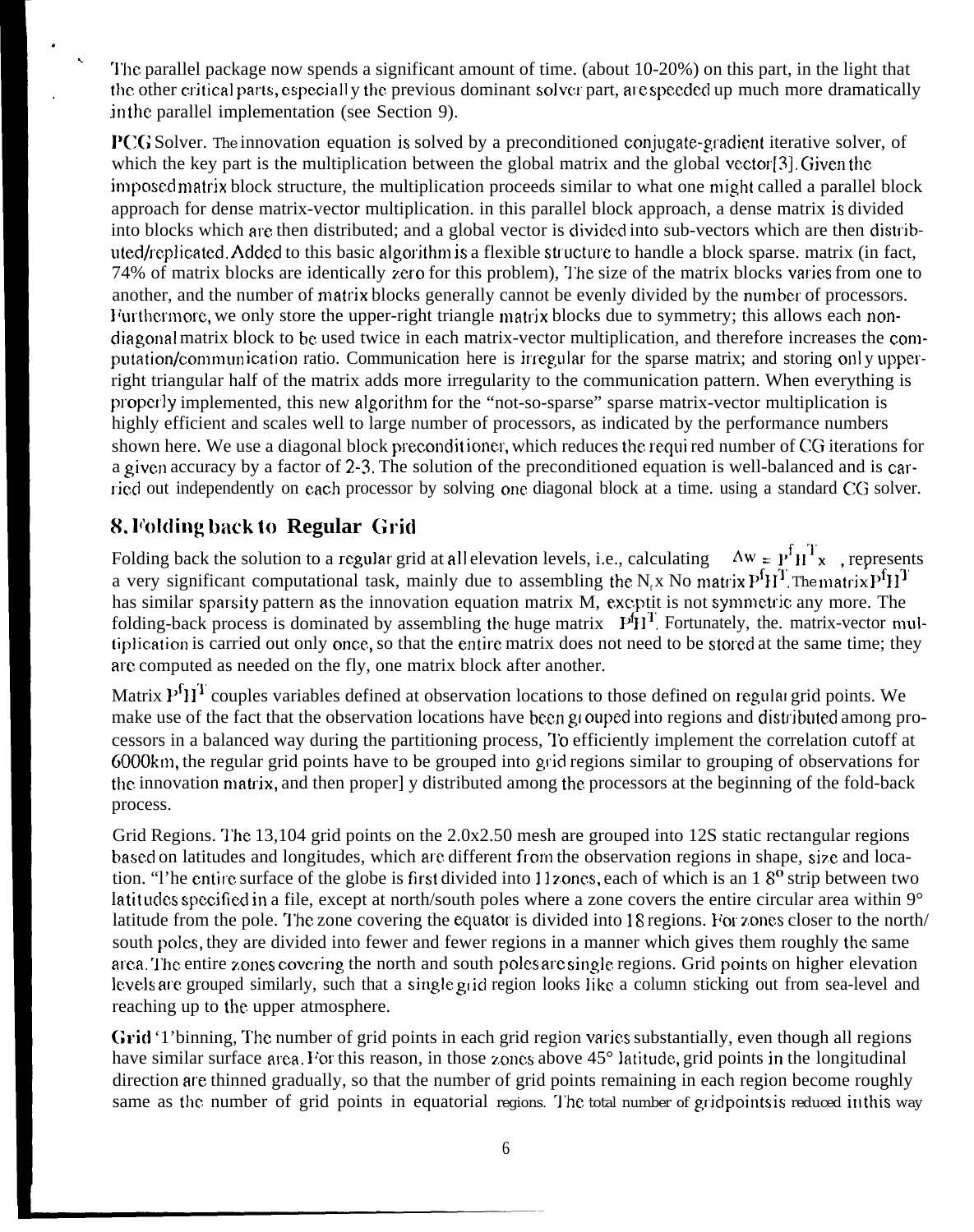The parallel package now spends a significant amount of time. (about 10-20%) on this part, in the light that the other critical parts, especially the previous dominant solver part, are speeded up much more dramatically in the parallel implementation (see Section 9).

**PCG** Solver. The innovation equation is solved by a preconditioned conjugate-gradient iterative solver, of which the key part is the multiplication between the global matrix and the global vector[3]. Given the imposed matrix block structure, the multiplication proceeds similar to what one might called a parallel block approach for dense matrix-vector multiplication. in this parallel block approach, a dense matrix is divided into blocks which are then distributed; and a global vector is divided into sub-vectors which are then distributed/replicated. Added to this basic algorithm is a flexible structure to handle a block sparse. matrix (in fact, 74% of matrix blocks are identically zero for this problem), The size of the matrix blocks varies from one to another, and the number of matrix blocks generally cannot be evenly divided by the number of processors. Furthermore, we only store the upper-right triangle matrix blocks due to symmetry; this allows each non-diagonal matrix block to be used twice in each matrix-vector multiplication, and therefore increases the computation/communication ratio. Communication here is irregular for the sparse matrix; and storing only upper-right triangular half of the matrix adds more irregularity to the communication pattern. When everything is properly implemented, this new algorithm for the "not-so-sparse" sparse matrix-vector multiplication is highly efficient and scales well to large number of processors, as indicated by the performance numbers shown here. We use a diagonal block preconditioner, which reduces the required number of CG iterations for a given accuracy by a factor of 2-3. The solution of the preconditioned equation is well-balanced and is carried out independently on each processor by solving one diagonal block at a time. using a standard CG solver.

## 8. Folding back to Regular Grid

Folding back the solution to a regular grid at all elevation levels, i.e., calculating $\Delta w = P^f H^T x$, represents a very significant computational task, mainly due to assembling the $N_f$ x No matrix $P^f H^T$. The matrix $P^f H^T$ has similar sparsity pattern as the innovation equation matrix M, exceptit is not symmetric any more. The folding-back process is dominated by assembling the huge matrix $P^f H^T$. Fortunately, the. matrix-vector multiplication is carried out only once, so that the entire matrix does not need to be stored at the same time; they are computed as needed on the fly, one matrix block after another.

Matrix $P^f H^T$ couples variables defined at observation locations to those defined on regular grid points. We make use of the fact that the observation locations have been grouped into regions and distributed among processors in a balanced way during the partitioning process, To efficiently implement the correlation cutoff at 6000km, the regular grid points have to be grouped into grid regions similar to grouping of observations for the innovation matrix, and then properly distributed among the processors at the beginning of the fold-back process.

Grid Regions. The 13,104 grid points on the 2.0x2.50 mesh are grouped into 12S static rectangular regions based on latitudes and longitudes, which are different from the observation regions in shape, size and location. "The entire surface of the globe is first divided into 11 zones, each of which is an 1 8° strip between two latitudes specified in a file, except at north/south poles where a zone covers the entire circular area within 9° latitude from the pole. The zone covering the equator is divided into 18 regions. For zones closer to the north/south poles, they are divided into fewer and fewer regions in a manner which gives them roughly the same area. The entire zones covering the north and south poles are single regions. Grid points on higher elevation levels are grouped similarly, such that a single grid region looks like a column sticking out from sea-level and reaching up to the upper atmosphere.

**Grid** Thinning, The number of grid points in each grid region varies substantially, even though all regions have similar surface area. For this reason, in those zones above 45° latitude, grid points in the longitudinal direction are thinned gradually, so that the number of grid points remaining in each region become roughly same as the number of grid points in equatorial regions. The total number of gridpoints is reduced in this way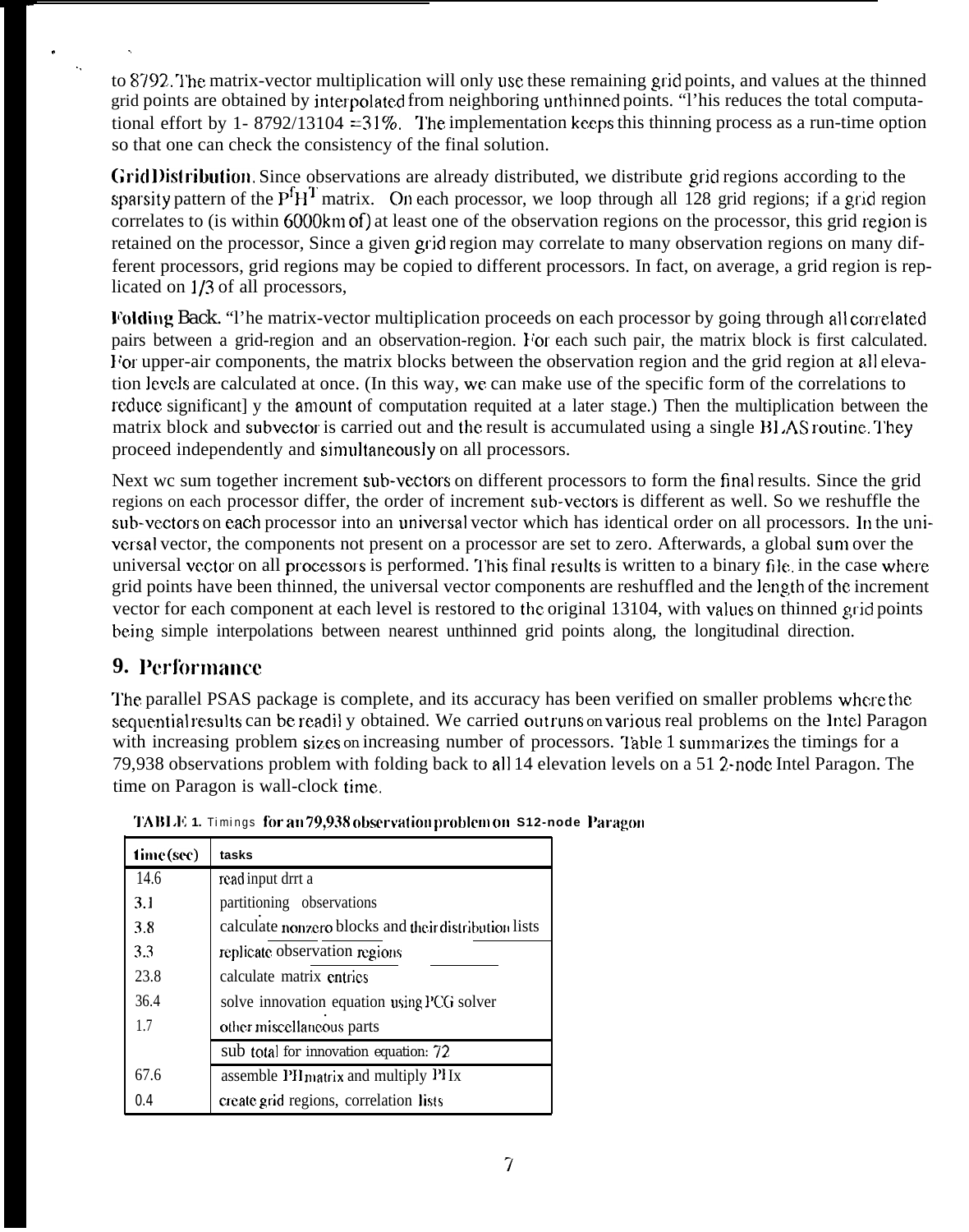to 8792. The matrix-vector multiplication will only use these remaining grid points, and values at the thinned grid points are obtained by interpolated from neighboring unthinned points. "This reduces the total computational effort by 1- 8792/13104 =31%. The implementation keeps this thinning process as a run-time option so that one can check the consistency of the final solution.

**Grid Distribution.** Since observations are already distributed, we distribute grid regions according to the sparsity pattern of the $P^f H^T$ matrix. On each processor, we loop through all 128 grid regions; if a grid region correlates to (is within 6000km of) at least one of the observation regions on the processor, this grid region is retained on the processor, Since a given grid region may correlate to many observation regions on many different processors, grid regions may be copied to different processors. In fact, on average, a grid region is replicated on 1/3 of all processors,

**Folding Back.** "The matrix-vector multiplication proceeds on each processor by going through all correlated pairs between a grid-region and an observation-region. For each such pair, the matrix block is first calculated. For upper-air components, the matrix blocks between the observation region and the grid region at all elevation levels are calculated at once. (In this way, we can make use of the specific form of the correlations to reduce significant] y the amount of computation requited at a later stage.) Then the multiplication between the matrix block and subvector is carried out and the result is accumulated using a single BLAS routine. They proceed independently and simultaneously on all processors.

Next wc sum together increment sub-vectors on different processors to form the final results. Since the grid regions on each processor differ, the order of increment sub-vectors is different as well. So we reshuffle the sub-vectors on each processor into an universal vector which has identical order on all processors. In the universal vector, the components not present on a processor are set to zero. Afterwards, a global sum over the universal vector on all processors is performed. This final results is written to a binary file. in the case where grid points have been thinned, the universal vector components are reshuffled and the length of the increment vector for each component at each level is restored to the original 13104, with values on thinned grid points being simple interpolations between nearest unthinned grid points along, the longitudinal direction.

## 9. Performance

The parallel PSAS package is complete, and its accuracy has been verified on smaller problems where the sequential results can be readil y obtained. We carried out runs on various real problems on the Intel Paragon with increasing problem sizes on increasing number of processors. Table 1 summarizes the timings for a 79,938 observations problem with folding back to all 14 elevation levels on a 512-node Intel Paragon. The time on Paragon is wall-clock time.

TABLE 1. Timings for an 79,938 observation problem on 512-node Paragon

| time (sec) | tasks |
|---|---|
| 14.6 | read input drrt a |
| 3.1 | partitioning observations |
| 3.8 | calculate nonzero blocks and their distribution lists |
| 3.3 | replicate observation regions |
| 23.8 | calculate matrix entries |
| 36.4 | solve innovation equation using PCG solver |
| 1.7 | other miscellaneous parts |
| | sub total for innovation equation: 72 |
| 67.6 | assemble PH matrix and multiply PHx |
| 0.4 | create grid regions, correlation lists |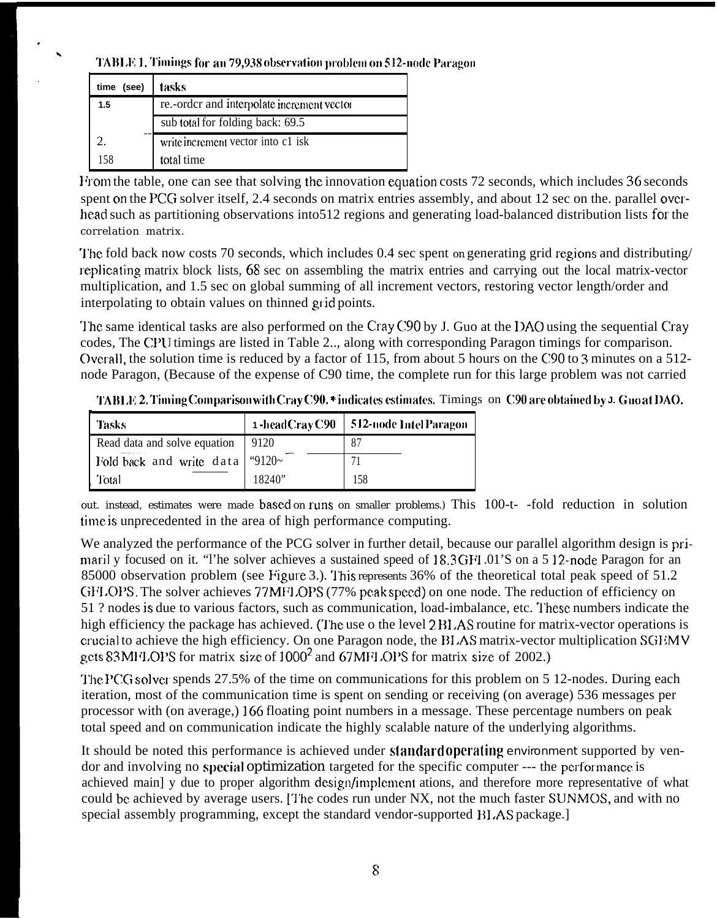TABLE 1. Timings for an 79,938 observation problem on 512-node Paragon

| time (sec) | tasks |
|---|---|
| 1.5 | re-order and interpolate increment vector |
| | sub total for folding back: 69.5 |
| 2. | write increment vector into disk |
| 158 | total time |

From the table, one can see that solving the innovation equation costs 72 seconds, which includes 36 seconds spent on the PCG solver itself, 2.4 seconds on matrix entries assembly, and about 12 sec on the. parallel overhead such as partitioning observations into512 regions and generating load-balanced distribution lists for the correlation matrix.

The fold back now costs 70 seconds, which includes 0.4 sec spent on generating grid regions and distributing/replicating matrix block lists, 68 sec on assembling the matrix entries and carrying out the local matrix-vector multiplication, and 1.5 sec on global summing of all increment vectors, restoring vector length/order and interpolating to obtain values on thinned grid points.

The same identical tasks are also performed on the Cray C90 by J. Guo at the DAO using the sequential Cray codes, The CPU timings are listed in Table 2., along with corresponding Paragon timings for comparison. Overall, the solution time is reduced by a factor of 115, from about 5 hours on the C90 to 3 minutes on a 512-node Paragon, (Because of the expense of C90 time, the complete run for this large problem was not carried out. instead, estimates were made based on runs on smaller problems.) This 100-t- -fold reduction in solution time is unprecedented in the area of high performance computing.

TABLE 2. Timing Comparison with Cray C90. * indicates estimates. Timings on C90 are obtained by J. Guo at DAO.

| Tasks | 1-head Cray C90 | 512-node Intel Paragon |
|---|---|---|
| Read data and solve equation | 9120 | 87 |
| Fold back and write data | "9120~ | 71 |
| Total | 18240" | 158 |

We analyzed the performance of the PCG solver in further detail, because our parallel algorithm design is primaril y focused on it. "l'he solver achieves a sustained speed of 18.3GFLOPS on a 5 12-node Paragon for an 85000 observation problem (see Figure 3.). This represents 36% of the theoretical total peak speed of 51.2 GFLOPS. The solver achieves 77MFLOPS (77% peak speed) on one node. The reduction of efficiency on 51 ? nodes is due to various factors, such as communication, load-imbalance, etc. These numbers indicate the high efficiency the package has achieved. (The use o the level 2 BLAS routine for matrix-vector operations is crucial to achieve the high efficiency. On one Paragon node, the BLAS matrix-vector multiplication SGEMV gets 83MFLOPS for matrix size of $1000^2$ and 67MFLOPS for matrix size of 2002.)

The PCG solver spends 27.5% of the time on communications for this problem on 5 12-nodes. During each iteration, most of the communication time is spent on sending or receiving (on average) 536 messages per processor with (on average,) 166 floating point numbers in a message. These percentage numbers on peak total speed and on communication indicate the highly scalable nature of the underlying algorithms.

It should be noted this performance is achieved under **standard operating** environment supported by vendor and involving no **special** optimization targeted for the specific computer --- the performance is achieved main] y due to proper algorithm design/implement ations, and therefore more representative of what could be achieved by average users. [The codes run under NX, not the much faster SUNMOS, and with no special assembly programming, except the standard vendor-supported BLAS package.]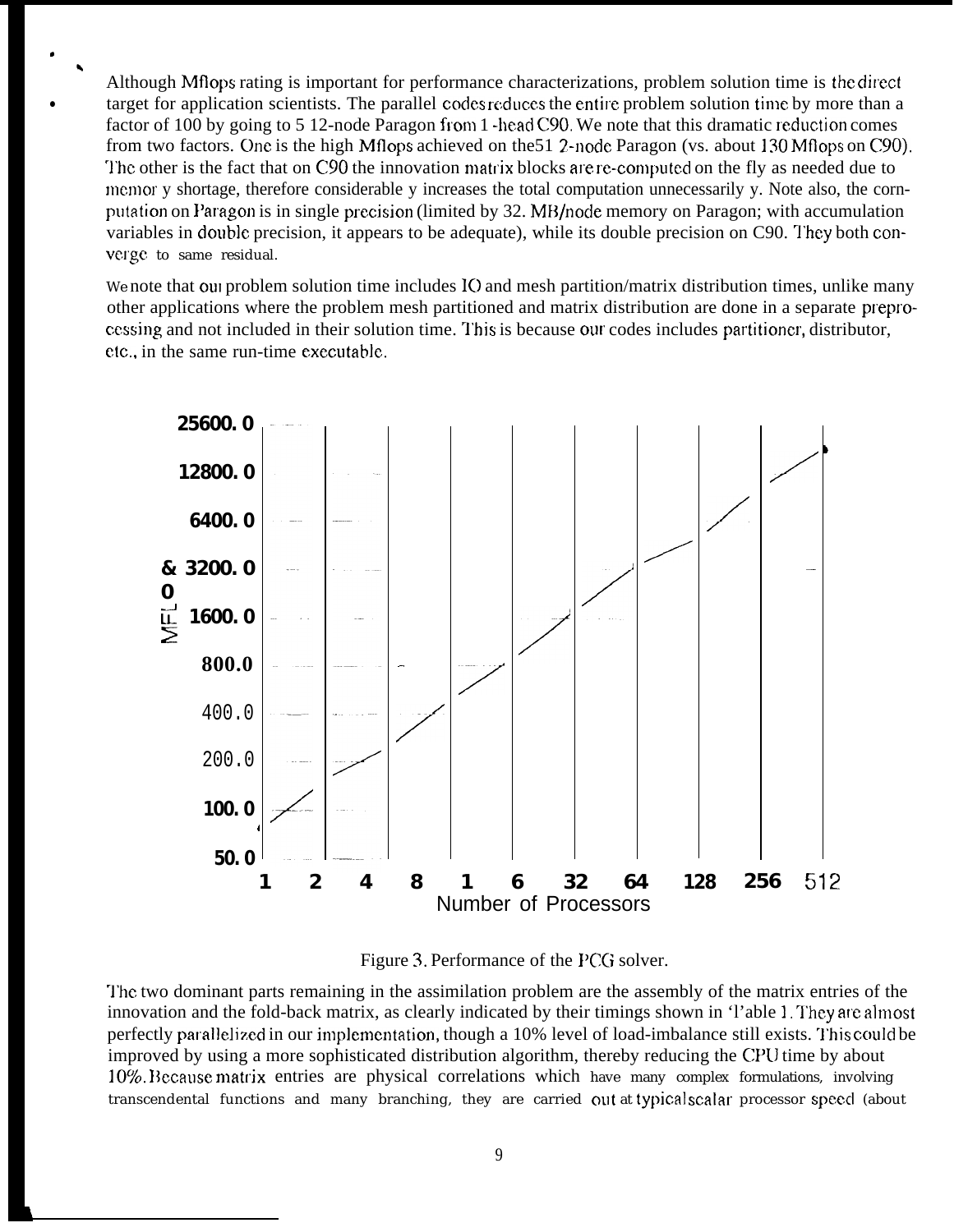Although Mflops rating is important for performance characterizations, problem solution time is the direct target for application scientists. The parallel codes reduces the entire problem solution time by more than a factor of 100 by going to 512-node Paragon from 1-head C90. We note that this dramatic reduction comes from two factors. One is the high Mflops achieved on the 512-node Paragon (vs. about 130 Mflops on C90). The other is the fact that on C90 the innovation matrix blocks are re-computed on the fly as needed due to memory shortage, therefore considerably increases the total computation unnecessarily. Note also, the computation on Paragon is in single precision (limited by 32 MB/node memory on Paragon; with accumulation variables in double precision, it appears to be adequate), while its double precision on C90. They both converge to same residual.

We note that our problem solution time includes IO and mesh partition/matrix distribution times, unlike many other applications where the problem mesh partitioned and matrix distribution are done in a separate preprocessing and not included in their solution time. This is because our codes includes partitioner, distributor, etc., in the same run-time executable.

Figure 3. Performance of the PCG solver.

The two dominant parts remaining in the assimilation problem are the assembly of the matrix entries of the innovation and the fold-back matrix, as clearly indicated by their timings shown in Table 1. They are almost perfectly parallelized in our implementation, though a 10% level of load-imbalance still exists. This could be improved by using a more sophisticated distribution algorithm, thereby reducing the CPU time by about 10%. Because matrix entries are physical correlations which have many complex formulations, involving transcendental functions and many branching, they are carried out at typical scalar processor speed (about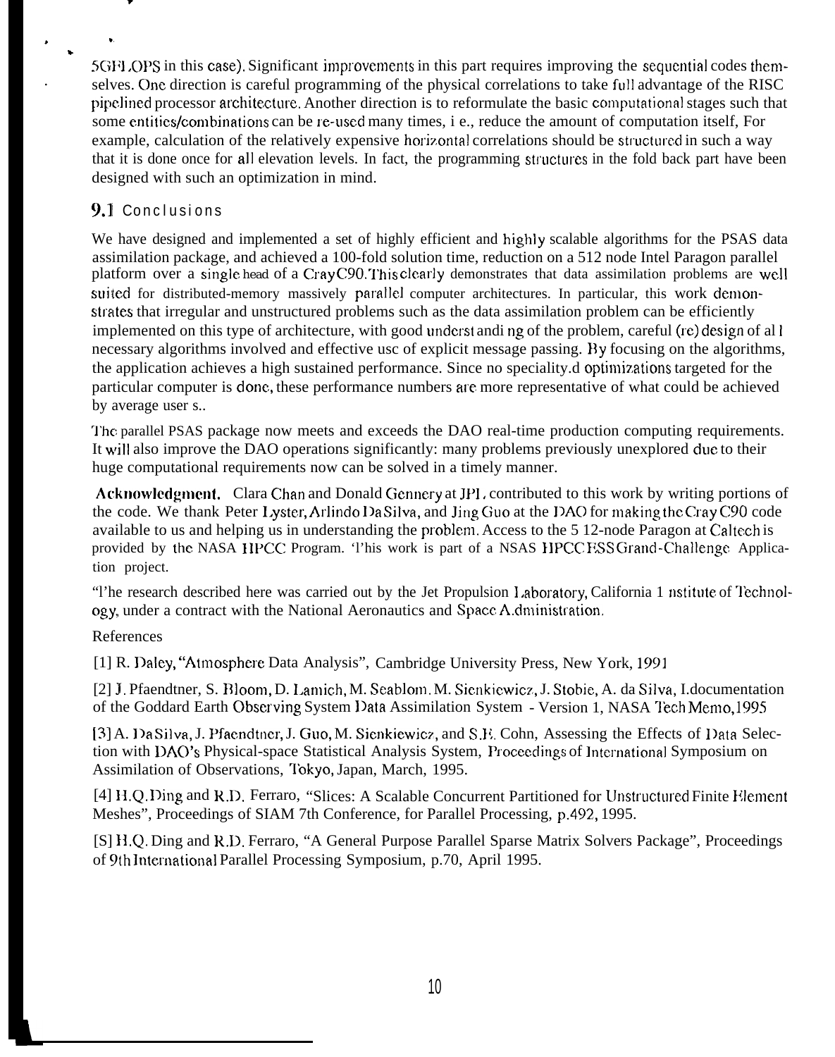5GFLOPS in this case). Significant improvements in this part requires improving the sequential codes themselves. One direction is careful programming of the physical correlations to take full advantage of the RISC pipelined processor architecture. Another direction is to reformulate the basic computational stages such that some entities/combinations can be re-used many times, i e., reduce the amount of computation itself, For example, calculation of the relatively expensive horizontal correlations should be structured in such a way that it is done once for all elevation levels. In fact, the programming structures in the fold back part have been designed with such an optimization in mind.

## 9.1 Conclusions

We have designed and implemented a set of highly efficient and highly scalable algorithms for the PSAS data assimilation package, and achieved a 100-fold solution time, reduction on a 512 node Intel Paragon parallel platform over a single head of a Cray C90. This clearly demonstrates that data assimilation problems are well suited for distributed-memory massively parallel computer architectures. In particular, this work demonstrates that irregular and unstructured problems such as the data assimilation problem can be efficiently implemented on this type of architecture, with good understanding of the problem, careful (re) design of all necessary algorithms involved and effective usc of explicit message passing. By focusing on the algorithms, the application achieves a high sustained performance. Since no speciality.d optimizations targeted for the particular computer is done, these performance numbers are more representative of what could be achieved by average user s..

The parallel PSAS package now meets and exceeds the DAO real-time production computing requirements. It will also improve the DAO operations significantly: many problems previously unexplored due to their huge computational requirements now can be solved in a timely manner.

**Acknowledgment.** Clara Chan and Donald Gennery at JPL contributed to this work by writing portions of the code. We thank Peter Lyster, Arlindo Da Silva, and Jing Guo at the DAO for making the Cray C90 code available to us and helping us in understanding the problem. Access to the 5 12-node Paragon at Caltech is provided by the NASA HPCC Program. This work is part of a NSAS HPCC ESS Grand-Challenge Application project.

The research described here was carried out by the Jet Propulsion Laboratory, California Institute of Technology, under a contract with the National Aeronautics and Space Administration.

References

[1] R. Daley, "Atmosphere Data Analysis", Cambridge University Press, New York, 1991

[2] J. Pfaendtner, S. Bloom, D. Lamich, M. Seablom. M. Sienkiewicz, J. Stobie, A. da Silva, I.documentation of the Goddard Earth Observing System Data Assimilation System - Version 1, NASA Tech Memo, 1995

[3] A. Da Silva, J. Pfaendtner, J. Guo, M. Sienkiewicz, and S.E. Cohn, Assessing the Effects of Data Selection with DAO's Physical-space Statistical Analysis System, Proceedings of International Symposium on Assimilation of Observations, Tokyo, Japan, March, 1995.

[4] H.Q. Ding and R.D. Ferraro, "Slices: A Scalable Concurrent Partitioned for Unstructured Finite Element Meshes", Proceedings of SIAM 7th Conference, for Parallel Processing, p.492, 1995.

[5] H.Q. Ding and R.D. Ferraro, "A General Purpose Parallel Sparse Matrix Solvers Package", Proceedings of 9th International Parallel Processing Symposium, p.70, April 1995.